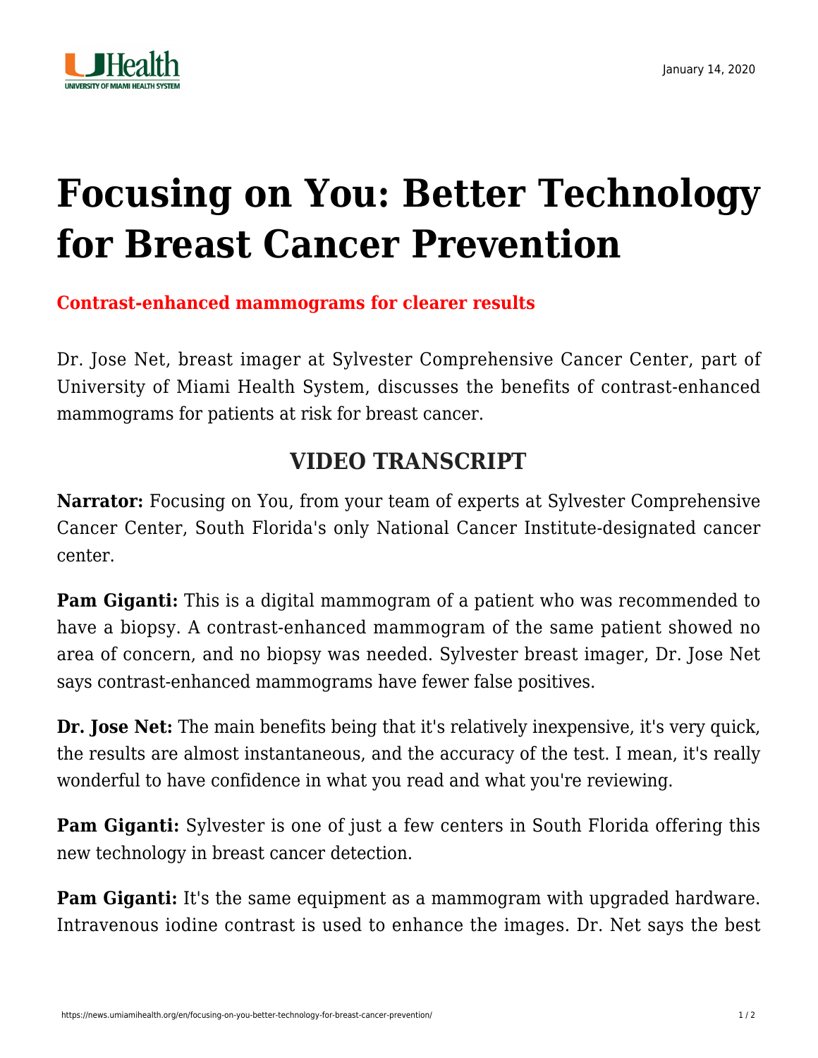January 14, 2020

# Focusing on You: Better Technology for Breast Cancer Prevention

**Contrast-enhanced mammograms for clearer results**

Dr. Jose Net, breast imager at Sylvester Comprehensive Cancer Center, part of University of Miami Health System, discusses the benefits of contrast-enhanced mammograms for patients at risk for breast cancer.

## VIDEO TRANSCRIPT

**Narrator:** Focusing on You, from your team of experts at Sylvester Comprehensive Cancer Center, South Florida's only National Cancer Institute-designated cancer center.

**Pam Giganti:** This is a digital mammogram of a patient who was recommended to have a biopsy. A contrast-enhanced mammogram of the same patient showed no area of concern, and no biopsy was needed. Sylvester breast imager, Dr. Jose Net says contrast-enhanced mammograms have fewer false positives.

**Dr. Jose Net:** The main benefits being that it's relatively inexpensive, it's very quick, the results are almost instantaneous, and the accuracy of the test. I mean, it's really wonderful to have confidence in what you read and what you're reviewing.

**Pam Giganti:** Sylvester is one of just a few centers in South Florida offering this new technology in breast cancer detection.

**Pam Giganti:** It's the same equipment as a mammogram with upgraded hardware. Intravenous iodine contrast is used to enhance the images. Dr. Net says the best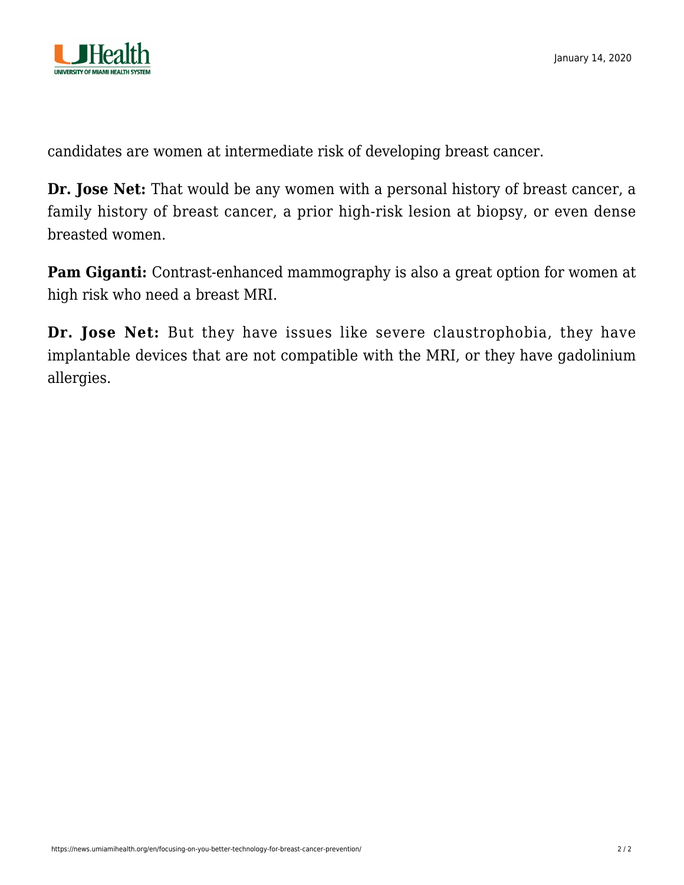candidates are women at intermediate risk of developing breast cancer.

**Dr. Jose Net:** That would be any women with a personal history of breast cancer, a family history of breast cancer, a prior high-risk lesion at biopsy, or even dense breasted women.

**Pam Giganti:** Contrast-enhanced mammography is also a great option for women at high risk who need a breast MRI.

**Dr. Jose Net:** But they have issues like severe claustrophobia, they have implantable devices that are not compatible with the MRI, or they have gadolinium allergies.